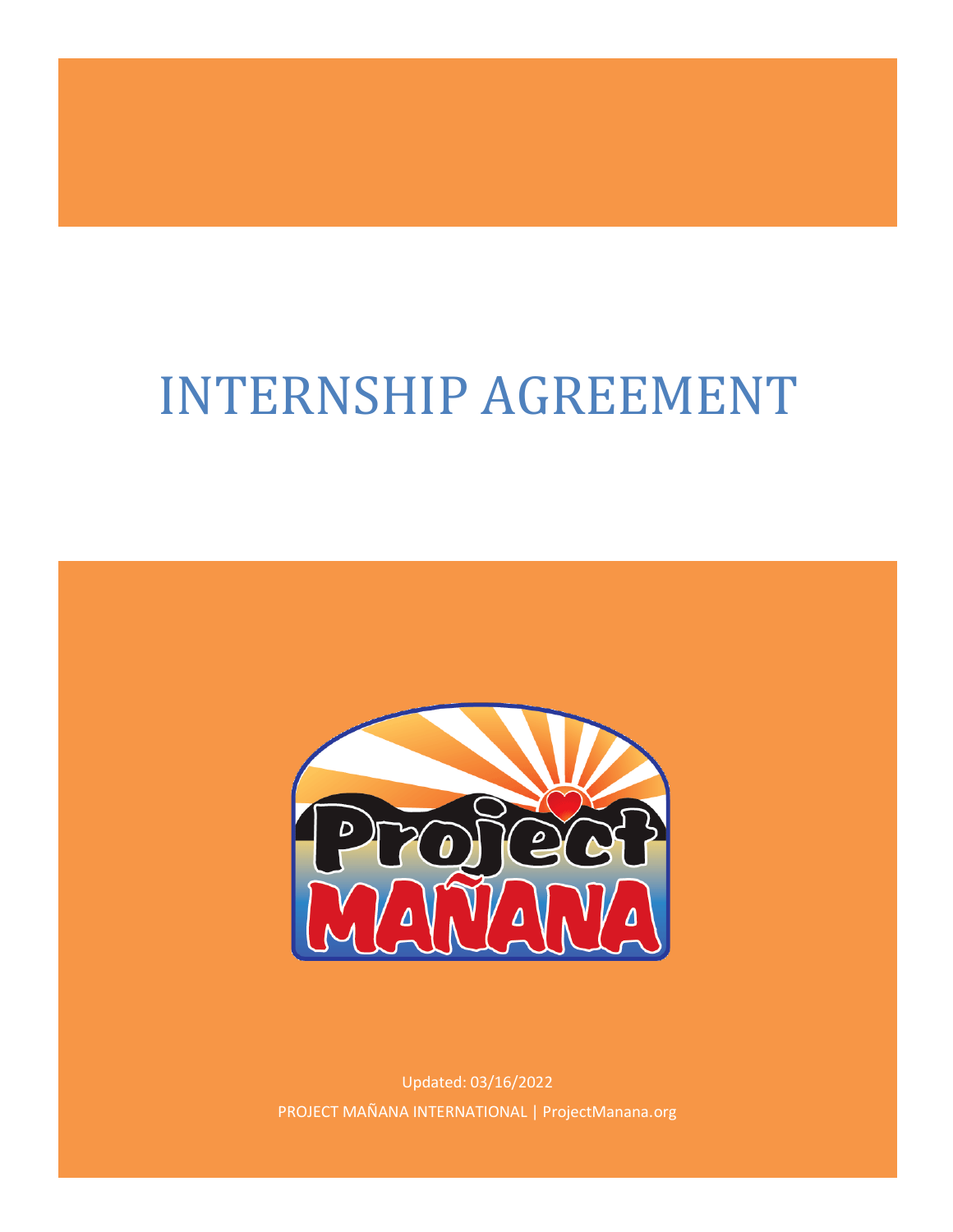# INTERNSHIP AGREEMENT

Updated: 03/16/2022

PROJECT MAÑANA INTERNATIONAL | ProjectManana.org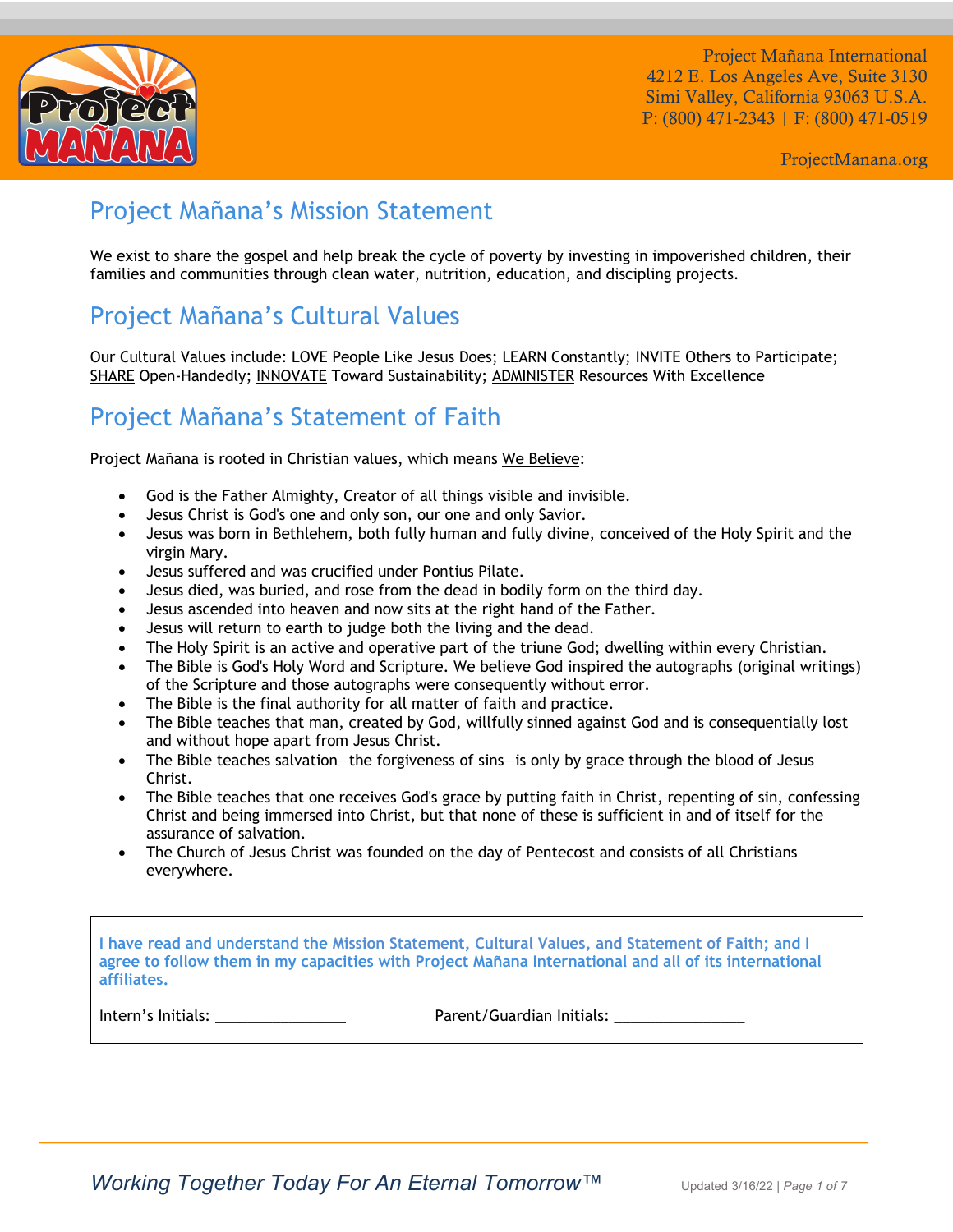Project Mañana International
4212 E. Los Angeles Ave, Suite 3130
Simi Valley, California 93063 U.S.A.
P: (800) 471-2343 | F: (800) 471-0519

ProjectManana.org

## Project Mañana's Mission Statement

We exist to share the gospel and help break the cycle of poverty by investing in impoverished children, their families and communities through clean water, nutrition, education, and discipling projects.

## Project Mañana's Cultural Values

Our Cultural Values include: LOVE People Like Jesus Does; LEARN Constantly; INVITE Others to Participate; SHARE Open-Handedly; INNOVATE Toward Sustainability; ADMINISTER Resources With Excellence

## Project Mañana's Statement of Faith

Project Mañana is rooted in Christian values, which means We Believe:

- God is the Father Almighty, Creator of all things visible and invisible.
- Jesus Christ is God's one and only son, our one and only Savior.
- Jesus was born in Bethlehem, both fully human and fully divine, conceived of the Holy Spirit and the virgin Mary.
- Jesus suffered and was crucified under Pontius Pilate.
- Jesus died, was buried, and rose from the dead in bodily form on the third day.
- Jesus ascended into heaven and now sits at the right hand of the Father.
- Jesus will return to earth to judge both the living and the dead.
- The Holy Spirit is an active and operative part of the triune God; dwelling within every Christian.
- The Bible is God's Holy Word and Scripture. We believe God inspired the autographs (original writings) of the Scripture and those autographs were consequently without error.
- The Bible is the final authority for all matter of faith and practice.
- The Bible teaches that man, created by God, willfully sinned against God and is consequentially lost and without hope apart from Jesus Christ.
- The Bible teaches salvation—the forgiveness of sins—is only by grace through the blood of Jesus Christ.
- The Bible teaches that one receives God's grace by putting faith in Christ, repenting of sin, confessing Christ and being immersed into Christ, but that none of these is sufficient in and of itself for the assurance of salvation.
- The Church of Jesus Christ was founded on the day of Pentecost and consists of all Christians everywhere.

**I have read and understand the Mission Statement, Cultural Values, and Statement of Faith; and I agree to follow them in my capacities with Project Mañana International and all of its international affiliates.**

Intern's Initials: ________________ Parent/Guardian Initials: ________________

*Working Together Today For An Eternal Tomorrow™*

Updated 3/16/22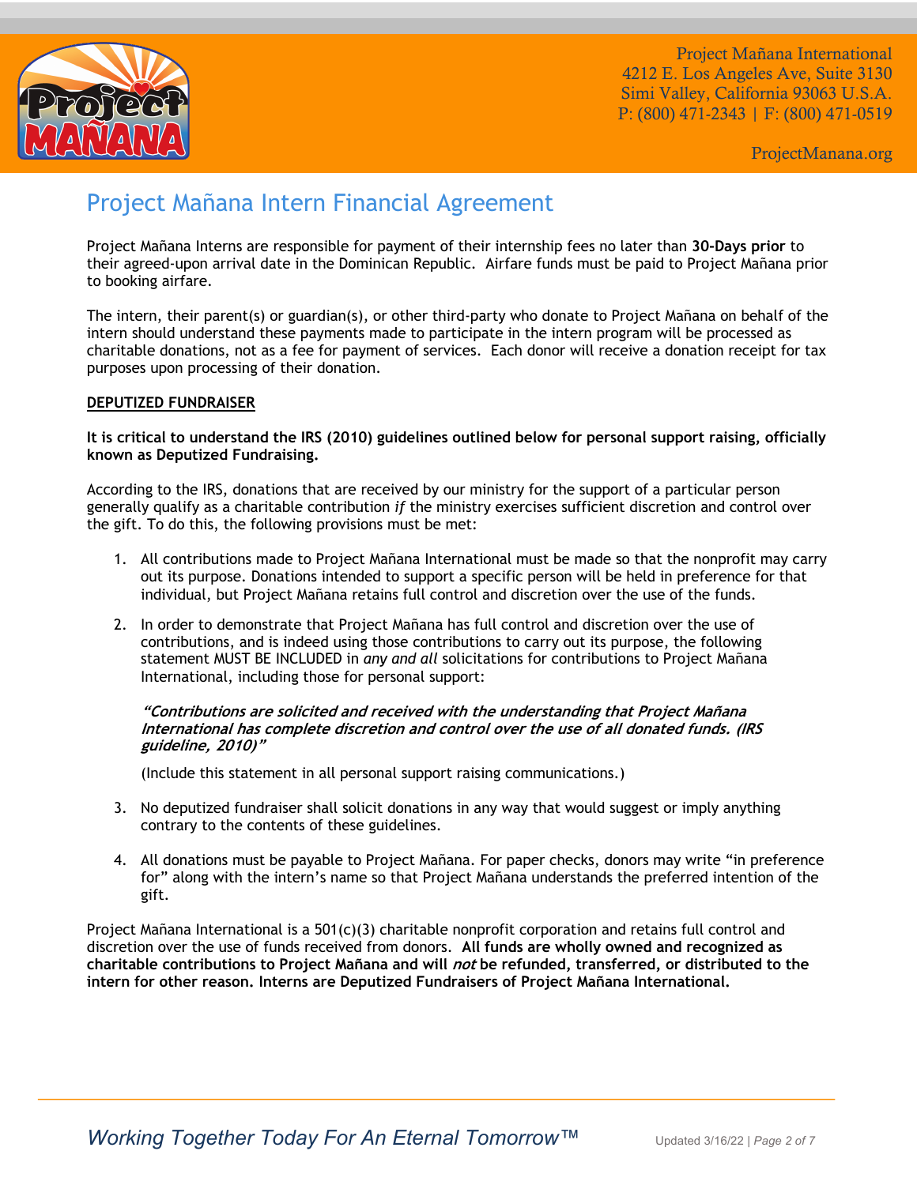# Project Mañana Intern Financial Agreement

Project Mañana Interns are responsible for payment of their internship fees no later than **30-Days prior** to their agreed-upon arrival date in the Dominican Republic. Airfare funds must be paid to Project Mañana prior to booking airfare.

The intern, their parent(s) or guardian(s), or other third-party who donate to Project Mañana on behalf of the intern should understand these payments made to participate in the intern program will be processed as charitable donations, not as a fee for payment of services. Each donor will receive a donation receipt for tax purposes upon processing of their donation.

## DEPUTIZED FUNDRAISER

**It is critical to understand the IRS (2010) guidelines outlined below for personal support raising, officially known as Deputized Fundraising.**

According to the IRS, donations that are received by our ministry for the support of a particular person generally qualify as a charitable contribution *if* the ministry exercises sufficient discretion and control over the gift. To do this, the following provisions must be met:

1. All contributions made to Project Mañana International must be made so that the nonprofit may carry out its purpose. Donations intended to support a specific person will be held in preference for that individual, but Project Mañana retains full control and discretion over the use of the funds.
2. In order to demonstrate that Project Mañana has full control and discretion over the use of contributions, and is indeed using those contributions to carry out its purpose, the following statement MUST BE INCLUDED in *any and all* solicitations for contributions to Project Mañana International, including those for personal support:

   ***"Contributions are solicited and received with the understanding that Project Mañana International has complete discretion and control over the use of all donated funds. (IRS guideline, 2010)"***

   (Include this statement in all personal support raising communications.)
3. No deputized fundraiser shall solicit donations in any way that would suggest or imply anything contrary to the contents of these guidelines.
4. All donations must be payable to Project Mañana. For paper checks, donors may write "in preference for" along with the intern's name so that Project Mañana understands the preferred intention of the gift.

Project Mañana International is a 501(c)(3) charitable nonprofit corporation and retains full control and discretion over the use of funds received from donors. **All funds are wholly owned and recognized as charitable contributions to Project Mañana and will *not* be refunded, transferred, or distributed to the intern for other reason. Interns are Deputized Fundraisers of Project Mañana International.**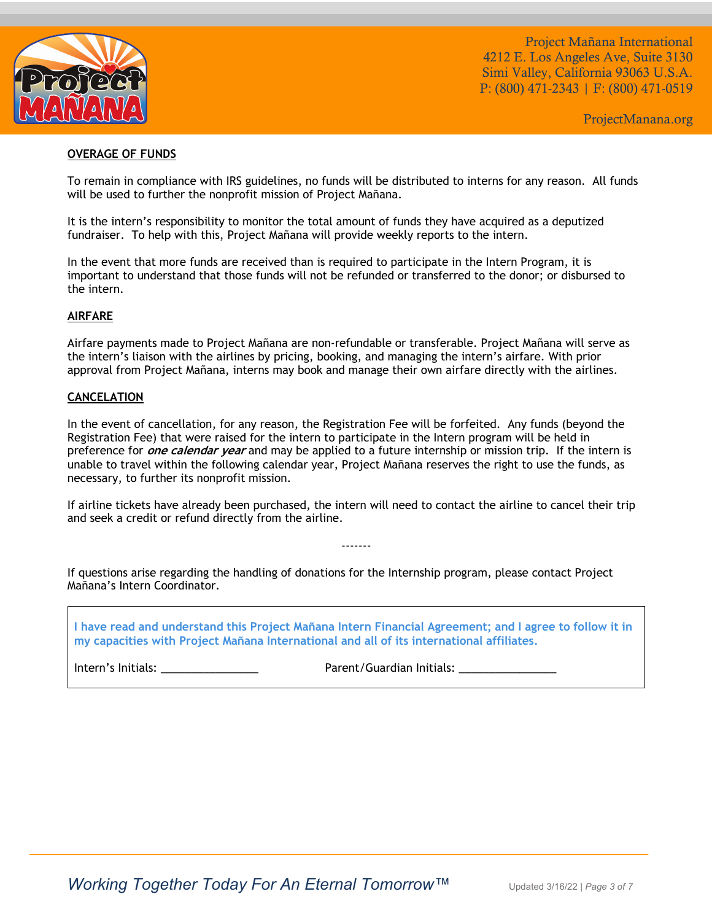**OVERAGE OF FUNDS**

To remain in compliance with IRS guidelines, no funds will be distributed to interns for any reason. All funds will be used to further the nonprofit mission of Project Mañana.

It is the intern's responsibility to monitor the total amount of funds they have acquired as a deputized fundraiser. To help with this, Project Mañana will provide weekly reports to the intern.

In the event that more funds are received than is required to participate in the Intern Program, it is important to understand that those funds will not be refunded or transferred to the donor; or disbursed to the intern.

**AIRFARE**

Airfare payments made to Project Mañana are non-refundable or transferable. Project Mañana will serve as the intern's liaison with the airlines by pricing, booking, and managing the intern's airfare. With prior approval from Project Mañana, interns may book and manage their own airfare directly with the airlines.

**CANCELATION**

In the event of cancellation, for any reason, the Registration Fee will be forfeited. Any funds (beyond the Registration Fee) that were raised for the intern to participate in the Intern program will be held in preference for ***one calendar year*** and may be applied to a future internship or mission trip. If the intern is unable to travel within the following calendar year, Project Mañana reserves the right to use the funds, as necessary, to further its nonprofit mission.

If airline tickets have already been purchased, the intern will need to contact the airline to cancel their trip and seek a credit or refund directly from the airline.

-------

If questions arise regarding the handling of donations for the Internship program, please contact Project Mañana's Intern Coordinator.

**I have read and understand this Project Mañana Intern Financial Agreement; and I agree to follow it in my capacities with Project Mañana International and all of its international affiliates.**

Intern's Initials: ________________ Parent/Guardian Initials: ________________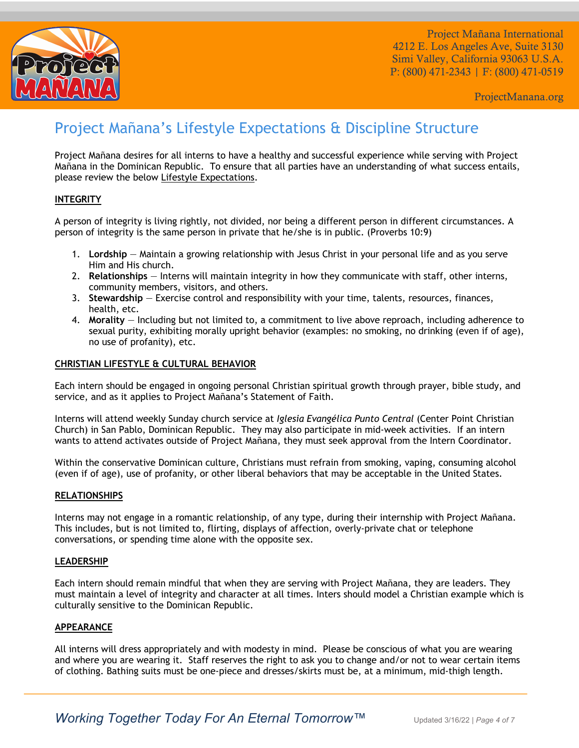# Project Mañana's Lifestyle Expectations & Discipline Structure

Project Mañana desires for all interns to have a healthy and successful experience while serving with Project Mañana in the Dominican Republic. To ensure that all parties have an understanding of what success entails, please review the below Lifestyle Expectations.

## INTEGRITY

A person of integrity is living rightly, not divided, nor being a different person in different circumstances. A person of integrity is the same person in private that he/she is in public. (Proverbs 10:9)

1. **Lordship** — Maintain a growing relationship with Jesus Christ in your personal life and as you serve Him and His church.
2. **Relationships** — Interns will maintain integrity in how they communicate with staff, other interns, community members, visitors, and others.
3. **Stewardship** — Exercise control and responsibility with your time, talents, resources, finances, health, etc.
4. **Morality** — Including but not limited to, a commitment to live above reproach, including adherence to sexual purity, exhibiting morally upright behavior (examples: no smoking, no drinking (even if of age), no use of profanity), etc.

## CHRISTIAN LIFESTYLE & CULTURAL BEHAVIOR

Each intern should be engaged in ongoing personal Christian spiritual growth through prayer, bible study, and service, and as it applies to Project Mañana's Statement of Faith.

Interns will attend weekly Sunday church service at *Iglesia Evangélica Punto Central* (Center Point Christian Church) in San Pablo, Dominican Republic. They may also participate in mid-week activities. If an intern wants to attend activates outside of Project Mañana, they must seek approval from the Intern Coordinator.

Within the conservative Dominican culture, Christians must refrain from smoking, vaping, consuming alcohol (even if of age), use of profanity, or other liberal behaviors that may be acceptable in the United States.

## RELATIONSHIPS

Interns may not engage in a romantic relationship, of any type, during their internship with Project Mañana. This includes, but is not limited to, flirting, displays of affection, overly-private chat or telephone conversations, or spending time alone with the opposite sex.

## LEADERSHIP

Each intern should remain mindful that when they are serving with Project Mañana, they are leaders. They must maintain a level of integrity and character at all times. Inters should model a Christian example which is culturally sensitive to the Dominican Republic.

## APPEARANCE

All interns will dress appropriately and with modesty in mind. Please be conscious of what you are wearing and where you are wearing it. Staff reserves the right to ask you to change and/or not to wear certain items of clothing. Bathing suits must be one-piece and dresses/skirts must be, at a minimum, mid-thigh length.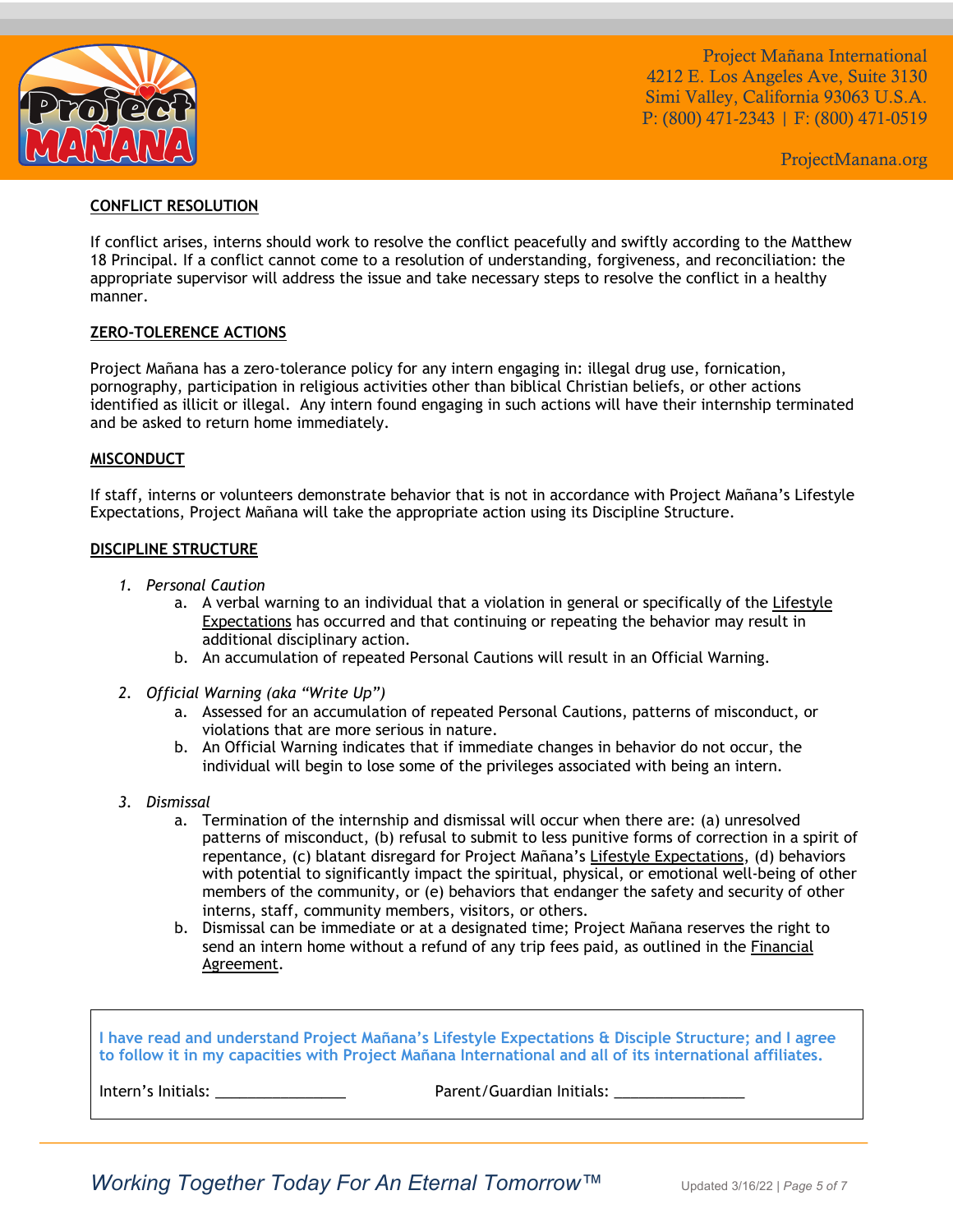## CONFLICT RESOLUTION

If conflict arises, interns should work to resolve the conflict peacefully and swiftly according to the Matthew 18 Principal. If a conflict cannot come to a resolution of understanding, forgiveness, and reconciliation: the appropriate supervisor will address the issue and take necessary steps to resolve the conflict in a healthy manner.

## ZERO-TOLERENCE ACTIONS

Project Mañana has a zero-tolerance policy for any intern engaging in: illegal drug use, fornication, pornography, participation in religious activities other than biblical Christian beliefs, or other actions identified as illicit or illegal. Any intern found engaging in such actions will have their internship terminated and be asked to return home immediately.

## MISCONDUCT

If staff, interns or volunteers demonstrate behavior that is not in accordance with Project Mañana's Lifestyle Expectations, Project Mañana will take the appropriate action using its Discipline Structure.

## DISCIPLINE STRUCTURE

1. *Personal Caution*
   a. A verbal warning to an individual that a violation in general or specifically of the Lifestyle Expectations has occurred and that continuing or repeating the behavior may result in additional disciplinary action.
   b. An accumulation of repeated Personal Cautions will result in an Official Warning.

2. *Official Warning (aka "Write Up")*
   a. Assessed for an accumulation of repeated Personal Cautions, patterns of misconduct, or violations that are more serious in nature.
   b. An Official Warning indicates that if immediate changes in behavior do not occur, the individual will begin to lose some of the privileges associated with being an intern.

3. *Dismissal*
   a. Termination of the internship and dismissal will occur when there are: (a) unresolved patterns of misconduct, (b) refusal to submit to less punitive forms of correction in a spirit of repentance, (c) blatant disregard for Project Mañana's Lifestyle Expectations, (d) behaviors with potential to significantly impact the spiritual, physical, or emotional well-being of other members of the community, or (e) behaviors that endanger the safety and security of other interns, staff, community members, visitors, or others.
   b. Dismissal can be immediate or at a designated time; Project Mañana reserves the right to send an intern home without a refund of any trip fees paid, as outlined in the Financial Agreement.

**I have read and understand Project Mañana's Lifestyle Expectations & Disciple Structure; and I agree to follow it in my capacities with Project Mañana International and all of its international affiliates.**

Intern's Initials: ________________ Parent/Guardian Initials: ________________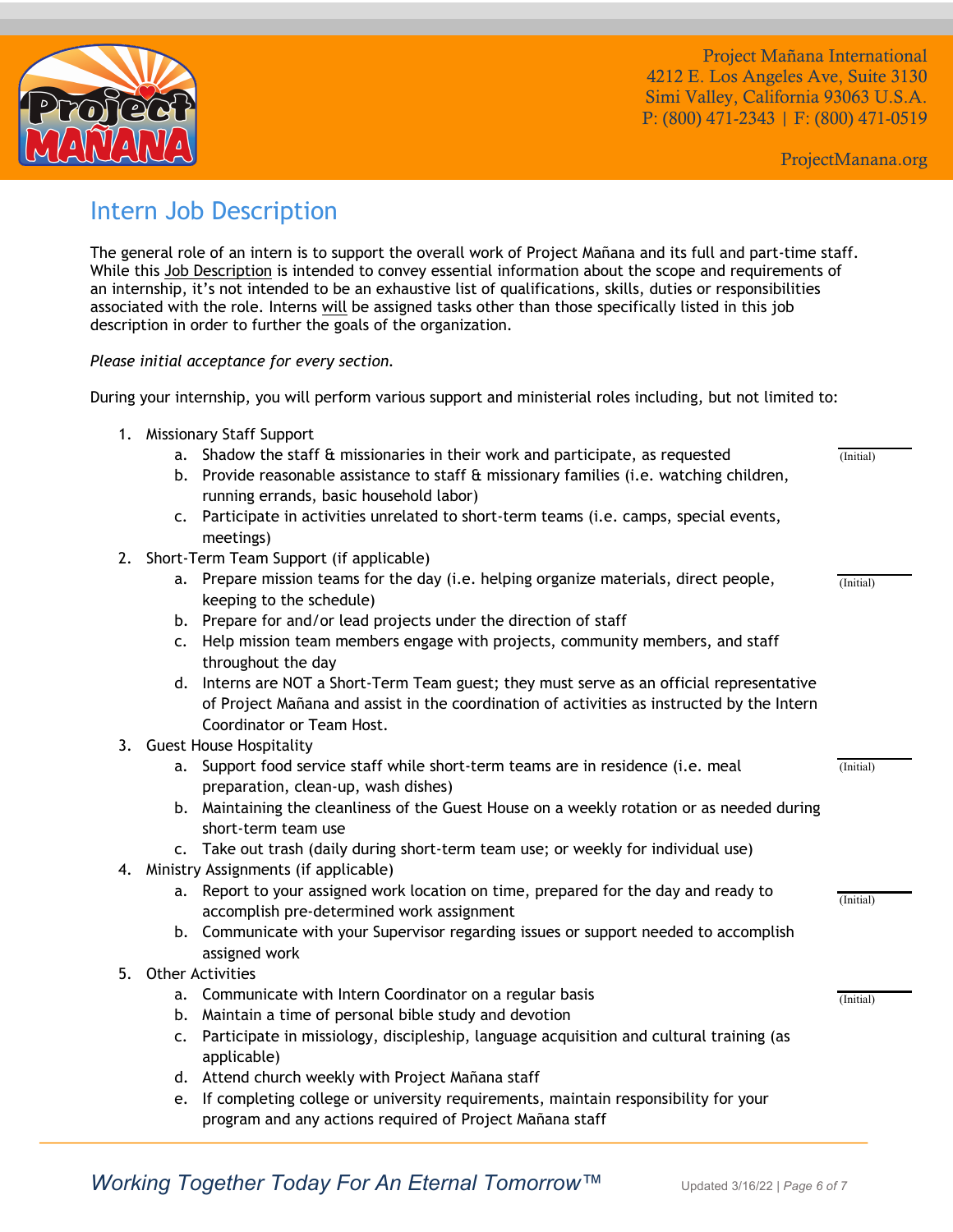Project Mañana International
4212 E. Los Angeles Ave, Suite 3130
Simi Valley, California 93063 U.S.A.
P: (800) 471-2343 | F: (800) 471-0519

ProjectManana.org

## Intern Job Description

The general role of an intern is to support the overall work of Project Mañana and its full and part-time staff. While this Job Description is intended to convey essential information about the scope and requirements of an internship, it's not intended to be an exhaustive list of qualifications, skills, duties or responsibilities associated with the role. Interns will be assigned tasks other than those specifically listed in this job description in order to further the goals of the organization.

*Please initial acceptance for every section.*

During your internship, you will perform various support and ministerial roles including, but not limited to:

1. Missionary Staff Support ______ (Initial)
   a. Shadow the staff & missionaries in their work and participate, as requested
   b. Provide reasonable assistance to staff & missionary families (i.e. watching children, running errands, basic household labor)
   c. Participate in activities unrelated to short-term teams (i.e. camps, special events, meetings)
2. Short-Term Team Support (if applicable) ______ (Initial)
   a. Prepare mission teams for the day (i.e. helping organize materials, direct people, keeping to the schedule)
   b. Prepare for and/or lead projects under the direction of staff
   c. Help mission team members engage with projects, community members, and staff throughout the day
   d. Interns are NOT a Short-Term Team guest; they must serve as an official representative of Project Mañana and assist in the coordination of activities as instructed by the Intern Coordinator or Team Host.
3. Guest House Hospitality ______ (Initial)
   a. Support food service staff while short-term teams are in residence (i.e. meal preparation, clean-up, wash dishes)
   b. Maintaining the cleanliness of the Guest House on a weekly rotation or as needed during short-term team use
   c. Take out trash (daily during short-term team use; or weekly for individual use)
4. Ministry Assignments (if applicable) ______ (Initial)
   a. Report to your assigned work location on time, prepared for the day and ready to accomplish pre-determined work assignment
   b. Communicate with your Supervisor regarding issues or support needed to accomplish assigned work
5. Other Activities ______ (Initial)
   a. Communicate with Intern Coordinator on a regular basis
   b. Maintain a time of personal bible study and devotion
   c. Participate in missiology, discipleship, language acquisition and cultural training (as applicable)
   d. Attend church weekly with Project Mañana staff
   e. If completing college or university requirements, maintain responsibility for your program and any actions required of Project Mañana staff

*Working Together Today For An Eternal Tomorrow™*

Updated 3/16/22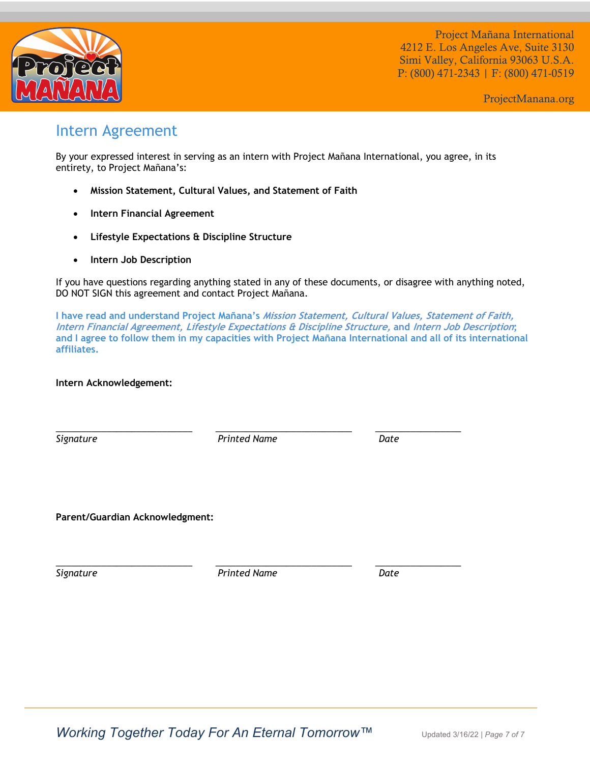Project Mañana International
4212 E. Los Angeles Ave, Suite 3130
Simi Valley, California 93063 U.S.A.
P: (800) 471-2343 | F: (800) 471-0519

ProjectManana.org

# Intern Agreement

By your expressed interest in serving as an intern with Project Mañana International, you agree, in its entirety, to Project Mañana's:

- **Mission Statement, Cultural Values, and Statement of Faith**
- **Intern Financial Agreement**
- **Lifestyle Expectations & Discipline Structure**
- **Intern Job Description**

If you have questions regarding anything stated in any of these documents, or disagree with anything noted, DO NOT SIGN this agreement and contact Project Mañana.

**I have read and understand Project Mañana's *Mission Statement, Cultural Values, Statement of Faith, Intern Financial Agreement, Lifestyle Expectations & Discipline Structure,* and *Intern Job Description*; and I agree to follow them in my capacities with Project Mañana International and all of its international affiliates.**

**Intern Acknowledgement:**

\_\_\_\_\_\_\_\_\_\_\_\_\_\_\_\_\_\_\_\_\_\_\_\_\_\_\_\_ \_\_\_\_\_\_\_\_\_\_\_\_\_\_\_\_\_\_\_\_\_\_\_\_\_\_\_\_ \_\_\_\_\_\_\_\_\_\_\_\_\_\_\_\_\_\_

*Signature* *Printed Name* *Date*

**Parent/Guardian Acknowledgment:**

\_\_\_\_\_\_\_\_\_\_\_\_\_\_\_\_\_\_\_\_\_\_\_\_\_\_\_\_ \_\_\_\_\_\_\_\_\_\_\_\_\_\_\_\_\_\_\_\_\_\_\_\_\_\_\_\_ \_\_\_\_\_\_\_\_\_\_\_\_\_\_\_\_\_\_

*Signature* *Printed Name* *Date*

*Working Together Today For An Eternal Tomorrow™*